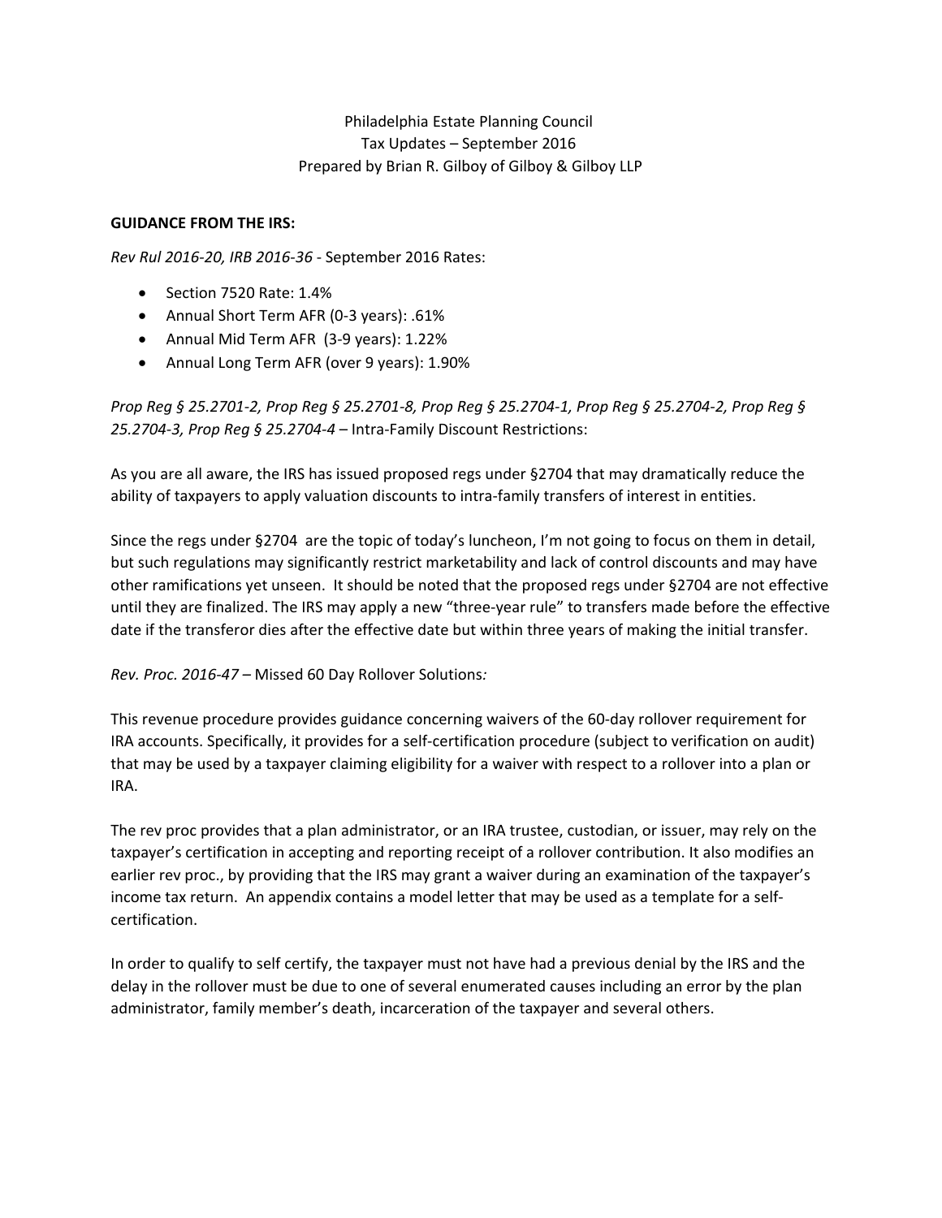Philadelphia Estate Planning Council
Tax Updates – September 2016
Prepared by Brian R. Gilboy of Gilboy & Gilboy LLP

**GUIDANCE FROM THE IRS:**

*Rev Rul 2016-20, IRB 2016-36* - September 2016 Rates:

- Section 7520 Rate: 1.4%
- Annual Short Term AFR (0-3 years): .61%
- Annual Mid Term AFR (3-9 years): 1.22%
- Annual Long Term AFR (over 9 years): 1.90%

*Prop Reg § 25.2701-2, Prop Reg § 25.2701-8, Prop Reg § 25.2704-1, Prop Reg § 25.2704-2, Prop Reg § 25.2704-3, Prop Reg § 25.2704-4* – Intra-Family Discount Restrictions:

As you are all aware, the IRS has issued proposed regs under §2704 that may dramatically reduce the ability of taxpayers to apply valuation discounts to intra-family transfers of interest in entities.

Since the regs under §2704 are the topic of today's luncheon, I'm not going to focus on them in detail, but such regulations may significantly restrict marketability and lack of control discounts and may have other ramifications yet unseen. It should be noted that the proposed regs under §2704 are not effective until they are finalized. The IRS may apply a new "three-year rule" to transfers made before the effective date if the transferor dies after the effective date but within three years of making the initial transfer.

*Rev. Proc. 2016-47* – Missed 60 Day Rollover Solutions*:*

This revenue procedure provides guidance concerning waivers of the 60-day rollover requirement for IRA accounts. Specifically, it provides for a self-certification procedure (subject to verification on audit) that may be used by a taxpayer claiming eligibility for a waiver with respect to a rollover into a plan or IRA.

The rev proc provides that a plan administrator, or an IRA trustee, custodian, or issuer, may rely on the taxpayer's certification in accepting and reporting receipt of a rollover contribution. It also modifies an earlier rev proc., by providing that the IRS may grant a waiver during an examination of the taxpayer's income tax return. An appendix contains a model letter that may be used as a template for a self-certification.

In order to qualify to self certify, the taxpayer must not have had a previous denial by the IRS and the delay in the rollover must be due to one of several enumerated causes including an error by the plan administrator, family member's death, incarceration of the taxpayer and several others.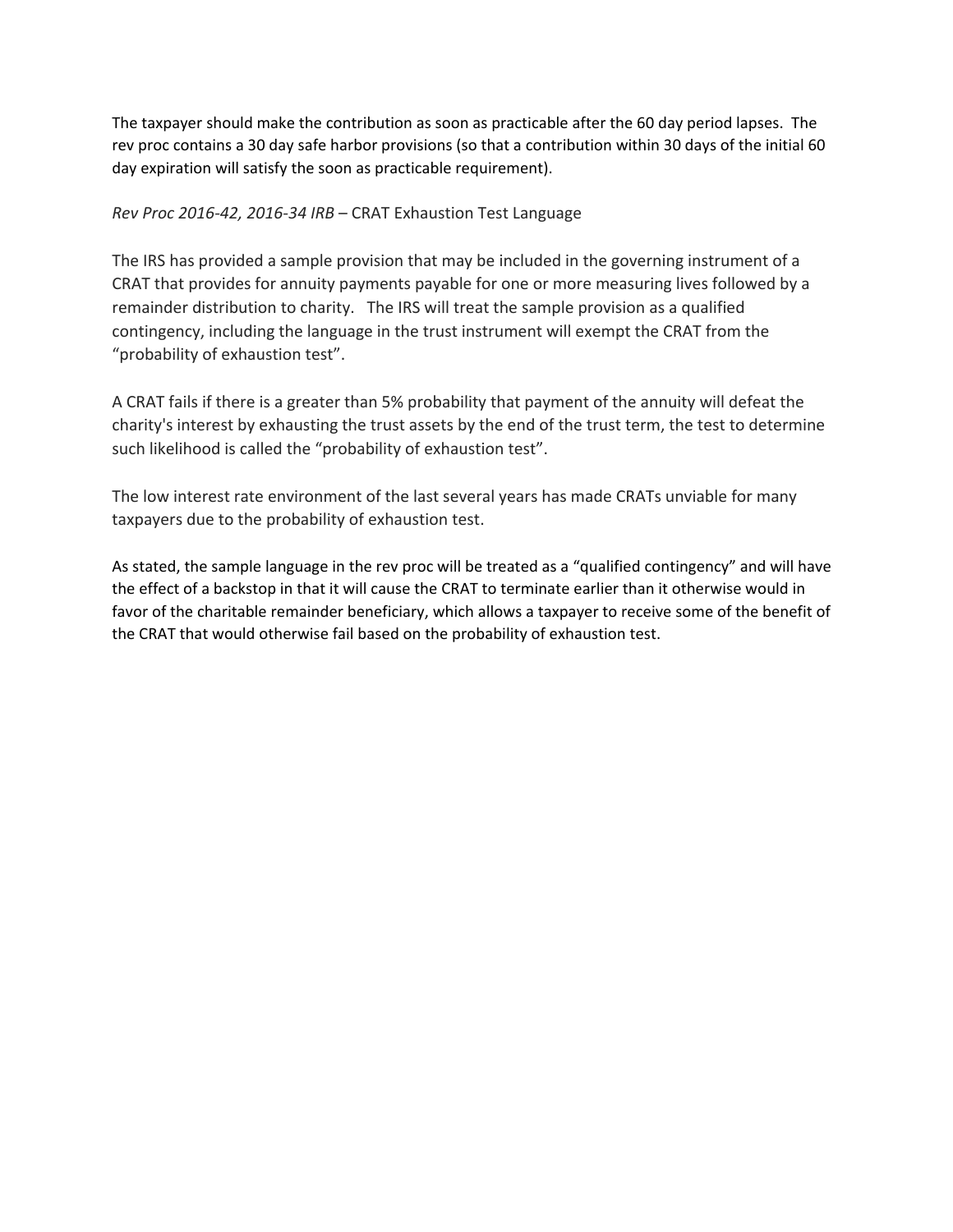The taxpayer should make the contribution as soon as practicable after the 60 day period lapses. The rev proc contains a 30 day safe harbor provisions (so that a contribution within 30 days of the initial 60 day expiration will satisfy the soon as practicable requirement).

*Rev Proc 2016-42, 2016-34 IRB* – CRAT Exhaustion Test Language

The IRS has provided a sample provision that may be included in the governing instrument of a CRAT that provides for annuity payments payable for one or more measuring lives followed by a remainder distribution to charity. The IRS will treat the sample provision as a qualified contingency, including the language in the trust instrument will exempt the CRAT from the "probability of exhaustion test".

A CRAT fails if there is a greater than 5% probability that payment of the annuity will defeat the charity's interest by exhausting the trust assets by the end of the trust term, the test to determine such likelihood is called the "probability of exhaustion test".

The low interest rate environment of the last several years has made CRATs unviable for many taxpayers due to the probability of exhaustion test.

As stated, the sample language in the rev proc will be treated as a "qualified contingency" and will have the effect of a backstop in that it will cause the CRAT to terminate earlier than it otherwise would in favor of the charitable remainder beneficiary, which allows a taxpayer to receive some of the benefit of the CRAT that would otherwise fail based on the probability of exhaustion test.